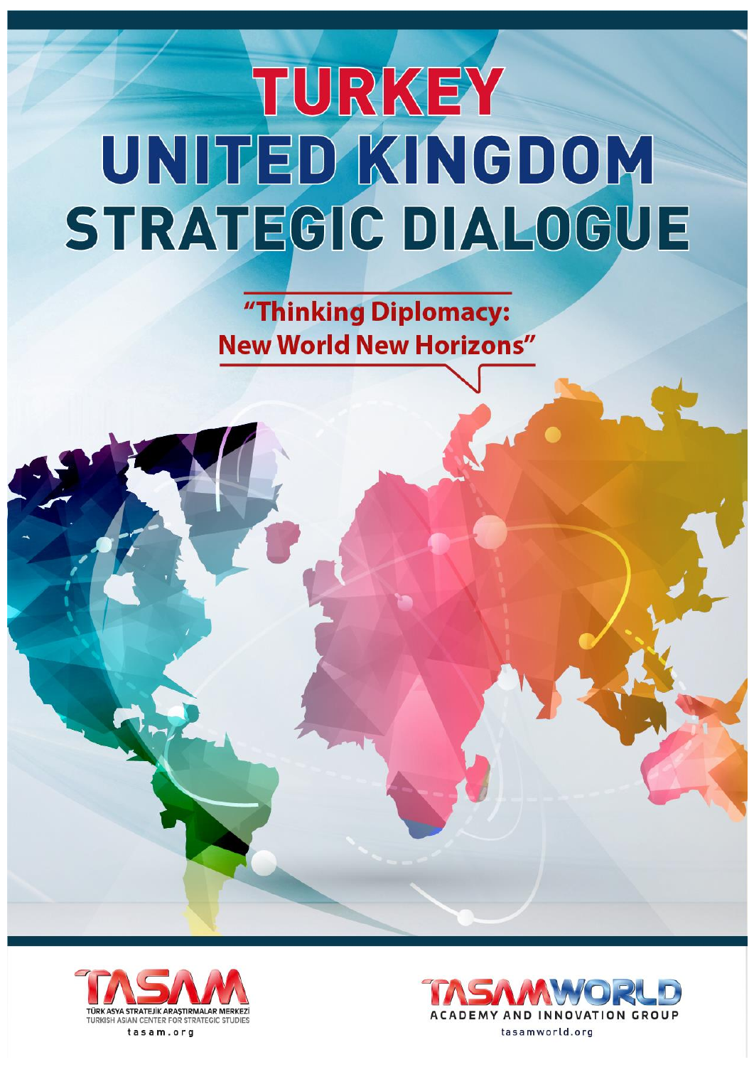# TURKEY UNITED KINGDOM STRATEGIC DIALOGUE

**"Thinking Diplomacy: New World New Horizons"**

TASAM
TÜRK ASYA STRATEJİK ARAŞTIRMALAR MERKEZİ
TURKISH ASIAN CENTER FOR STRATEGIC STUDIES
tasam.org

TASAMWORLD
ACADEMY AND INNOVATION GROUP
tasamworld.org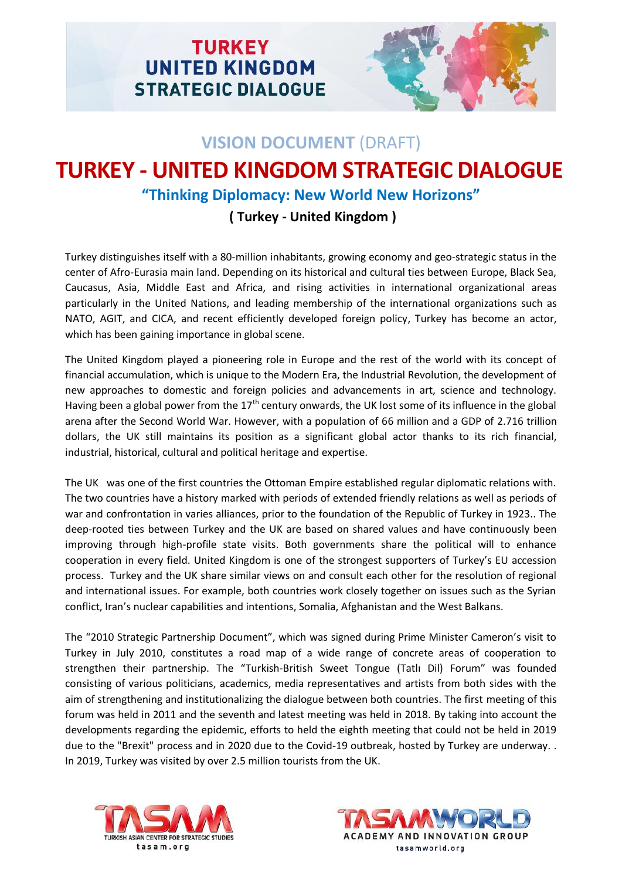**VISION DOCUMENT** (DRAFT)

# TURKEY - UNITED KINGDOM STRATEGIC DIALOGUE

## "Thinking Diplomacy: New World New Horizons"

### ( Turkey - United Kingdom )

Turkey distinguishes itself with a 80-million inhabitants, growing economy and geo-strategic status in the center of Afro-Eurasia main land. Depending on its historical and cultural ties between Europe, Black Sea, Caucasus, Asia, Middle East and Africa, and rising activities in international organizational areas particularly in the United Nations, and leading membership of the international organizations such as NATO, AGIT, and CICA, and recent efficiently developed foreign policy, Turkey has become an actor, which has been gaining importance in global scene.

The United Kingdom played a pioneering role in Europe and the rest of the world with its concept of financial accumulation, which is unique to the Modern Era, the Industrial Revolution, the development of new approaches to domestic and foreign policies and advancements in art, science and technology. Having been a global power from the 17th century onwards, the UK lost some of its influence in the global arena after the Second World War. However, with a population of 66 million and a GDP of 2.716 trillion dollars, the UK still maintains its position as a significant global actor thanks to its rich financial, industrial, historical, cultural and political heritage and expertise.

The UK was one of the first countries the Ottoman Empire established regular diplomatic relations with. The two countries have a history marked with periods of extended friendly relations as well as periods of war and confrontation in varies alliances, prior to the foundation of the Republic of Turkey in 1923.. The deep-rooted ties between Turkey and the UK are based on shared values and have continuously been improving through high-profile state visits. Both governments share the political will to enhance cooperation in every field. United Kingdom is one of the strongest supporters of Turkey's EU accession process. Turkey and the UK share similar views on and consult each other for the resolution of regional and international issues. For example, both countries work closely together on issues such as the Syrian conflict, Iran's nuclear capabilities and intentions, Somalia, Afghanistan and the West Balkans.

The "2010 Strategic Partnership Document", which was signed during Prime Minister Cameron's visit to Turkey in July 2010, constitutes a road map of a wide range of concrete areas of cooperation to strengthen their partnership. The "Turkish-British Sweet Tongue (Tatlı Dil) Forum" was founded consisting of various politicians, academics, media representatives and artists from both sides with the aim of strengthening and institutionalizing the dialogue between both countries. The first meeting of this forum was held in 2011 and the seventh and latest meeting was held in 2018. By taking into account the developments regarding the epidemic, efforts to held the eighth meeting that could not be held in 2019 due to the "Brexit" process and in 2020 due to the Covid-19 outbreak, hosted by Turkey are underway. . In 2019, Turkey was visited by over 2.5 million tourists from the UK.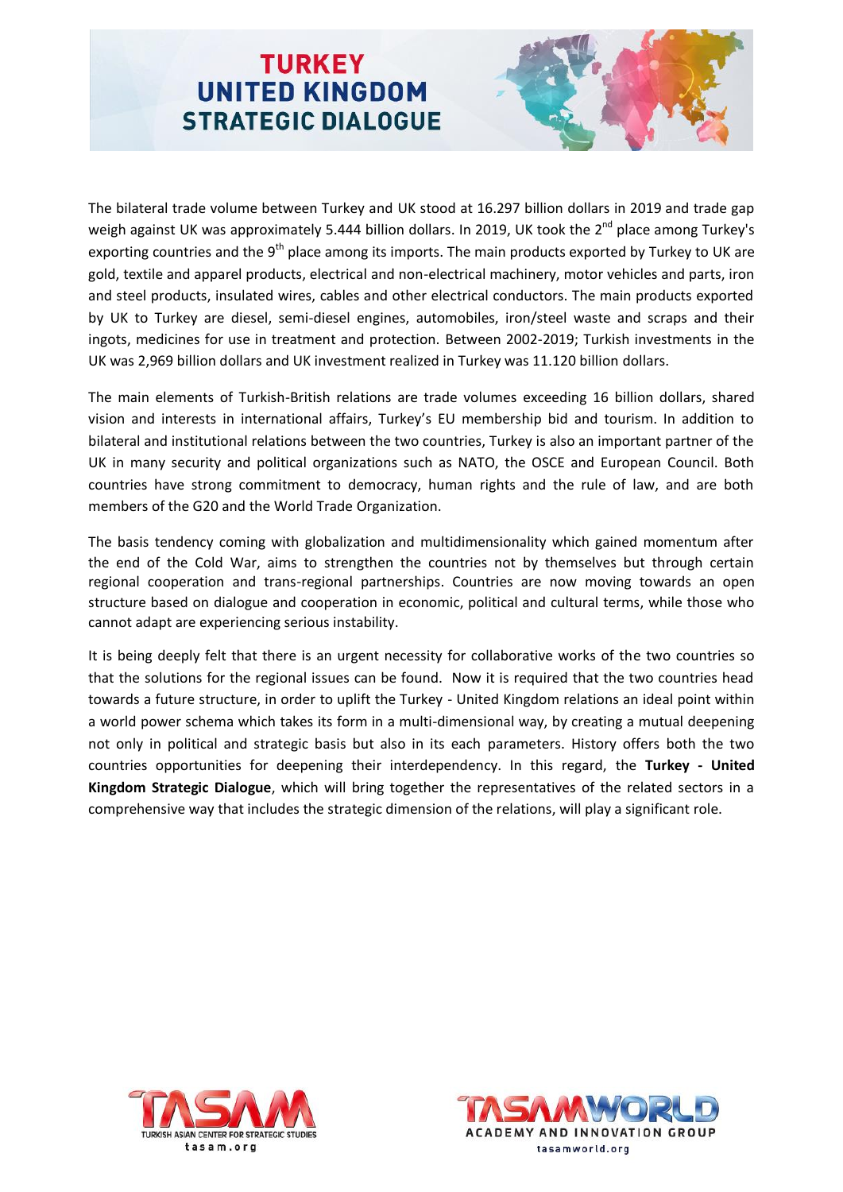# TURKEY UNITED KINGDOM STRATEGIC DIALOGUE

The bilateral trade volume between Turkey and UK stood at 16.297 billion dollars in 2019 and trade gap weigh against UK was approximately 5.444 billion dollars. In 2019, UK took the 2nd place among Turkey's exporting countries and the 9th place among its imports. The main products exported by Turkey to UK are gold, textile and apparel products, electrical and non-electrical machinery, motor vehicles and parts, iron and steel products, insulated wires, cables and other electrical conductors. The main products exported by UK to Turkey are diesel, semi-diesel engines, automobiles, iron/steel waste and scraps and their ingots, medicines for use in treatment and protection. Between 2002-2019; Turkish investments in the UK was 2,969 billion dollars and UK investment realized in Turkey was 11.120 billion dollars.

The main elements of Turkish-British relations are trade volumes exceeding 16 billion dollars, shared vision and interests in international affairs, Turkey's EU membership bid and tourism. In addition to bilateral and institutional relations between the two countries, Turkey is also an important partner of the UK in many security and political organizations such as NATO, the OSCE and European Council. Both countries have strong commitment to democracy, human rights and the rule of law, and are both members of the G20 and the World Trade Organization.

The basis tendency coming with globalization and multidimensionality which gained momentum after the end of the Cold War, aims to strengthen the countries not by themselves but through certain regional cooperation and trans-regional partnerships. Countries are now moving towards an open structure based on dialogue and cooperation in economic, political and cultural terms, while those who cannot adapt are experiencing serious instability.

It is being deeply felt that there is an urgent necessity for collaborative works of the two countries so that the solutions for the regional issues can be found. Now it is required that the two countries head towards a future structure, in order to uplift the Turkey - United Kingdom relations an ideal point within a world power schema which takes its form in a multi-dimensional way, by creating a mutual deepening not only in political and strategic basis but also in its each parameters. History offers both the two countries opportunities for deepening their interdependency. In this regard, the **Turkey - United Kingdom Strategic Dialogue**, which will bring together the representatives of the related sectors in a comprehensive way that includes the strategic dimension of the relations, will play a significant role.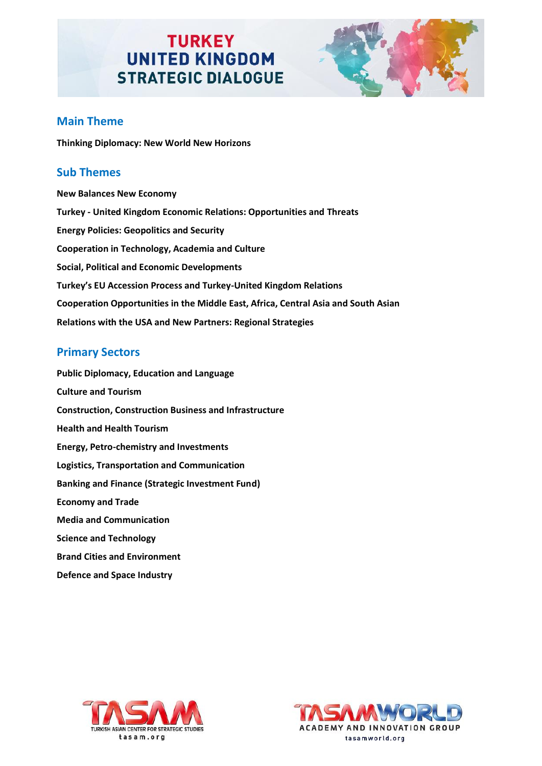# TURKEY UNITED KINGDOM STRATEGIC DIALOGUE

## Main Theme

**Thinking Diplomacy: New World New Horizons**

## Sub Themes

**New Balances New Economy**

**Turkey - United Kingdom Economic Relations: Opportunities and Threats**

**Energy Policies: Geopolitics and Security**

**Cooperation in Technology, Academia and Culture**

**Social, Political and Economic Developments**

**Turkey's EU Accession Process and Turkey-United Kingdom Relations**

**Cooperation Opportunities in the Middle East, Africa, Central Asia and South Asian**

**Relations with the USA and New Partners: Regional Strategies**

## Primary Sectors

**Public Diplomacy, Education and Language**

**Culture and Tourism**

**Construction, Construction Business and Infrastructure**

**Health and Health Tourism**

**Energy, Petro-chemistry and Investments**

**Logistics, Transportation and Communication**

**Banking and Finance (Strategic Investment Fund)**

**Economy and Trade**

**Media and Communication**

**Science and Technology**

**Brand Cities and Environment**

**Defence and Space Industry**

TASAM TURKISH ASIAN CENTER FOR STRATEGIC STUDIES tasam.org

TASAMWORLD ACADEMY AND INNOVATION GROUP tasamworld.org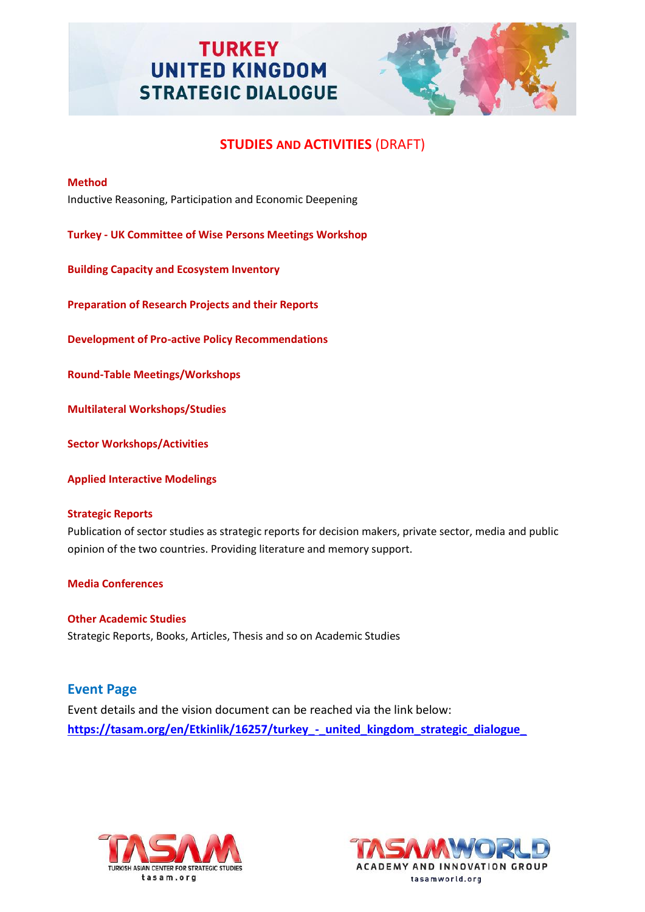# TURKEY UNITED KINGDOM STRATEGIC DIALOGUE

## STUDIES AND ACTIVITIES (DRAFT)

**Method**

Inductive Reasoning, Participation and Economic Deepening

**Turkey - UK Committee of Wise Persons Meetings Workshop**

**Building Capacity and Ecosystem Inventory**

**Preparation of Research Projects and their Reports**

**Development of Pro-active Policy Recommendations**

**Round-Table Meetings/Workshops**

**Multilateral Workshops/Studies**

**Sector Workshops/Activities**

**Applied Interactive Modelings**

**Strategic Reports**

Publication of sector studies as strategic reports for decision makers, private sector, media and public opinion of the two countries. Providing literature and memory support.

**Media Conferences**

**Other Academic Studies**

Strategic Reports, Books, Articles, Thesis and so on Academic Studies

## Event Page

Event details and the vision document can be reached via the link below:
https://tasam.org/en/Etkinlik/16257/turkey_-_united_kingdom_strategic_dialogue_

TASAM TURKISH ASIAN CENTER FOR STRATEGIC STUDIES tasam.org

TASAMWORLD ACADEMY AND INNOVATION GROUP tasamworld.org